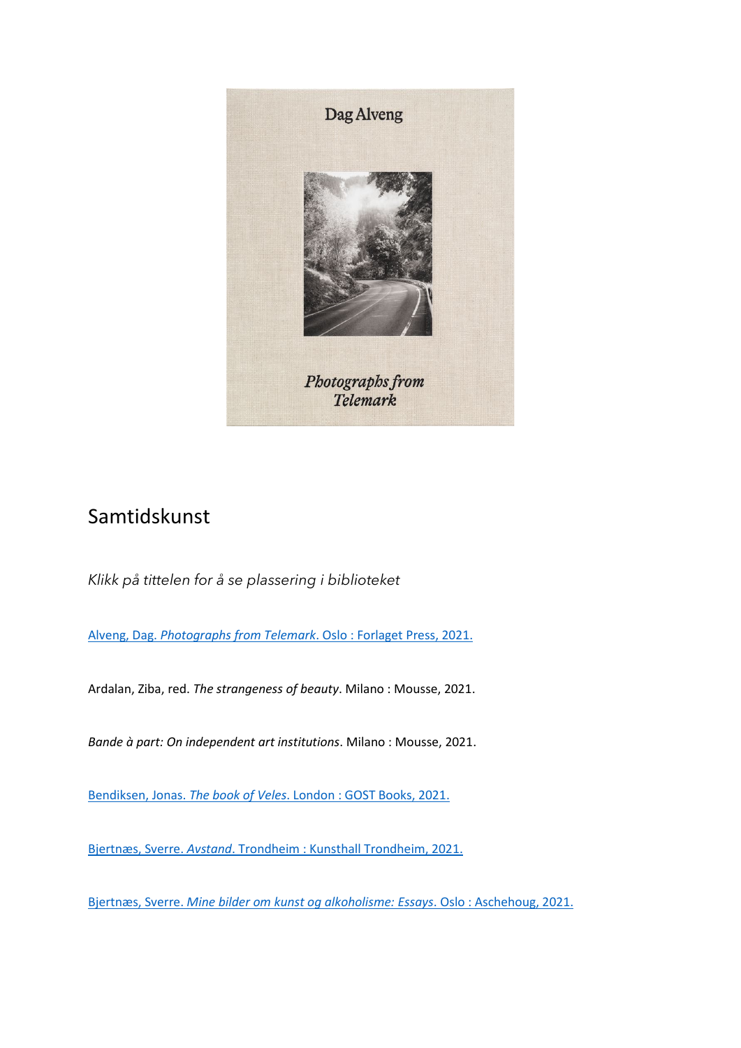## Samtidskunst

*Klikk på tittelen for å se plassering i biblioteket*

Alveng, Dag. *Photographs from Telemark*. Oslo : Forlaget Press, 2021.

Ardalan, Ziba, red. *The strangeness of beauty*. Milano : Mousse, 2021.

*Bande à part: On independent art institutions*. Milano : Mousse, 2021.

Bendiksen, Jonas. *The book of Veles*. London : GOST Books, 2021.

Bjertnæs, Sverre. *Avstand*. Trondheim : Kunsthall Trondheim, 2021.

Bjertnæs, Sverre. *Mine bilder om kunst og alkoholisme: Essays*. Oslo : Aschehoug, 2021.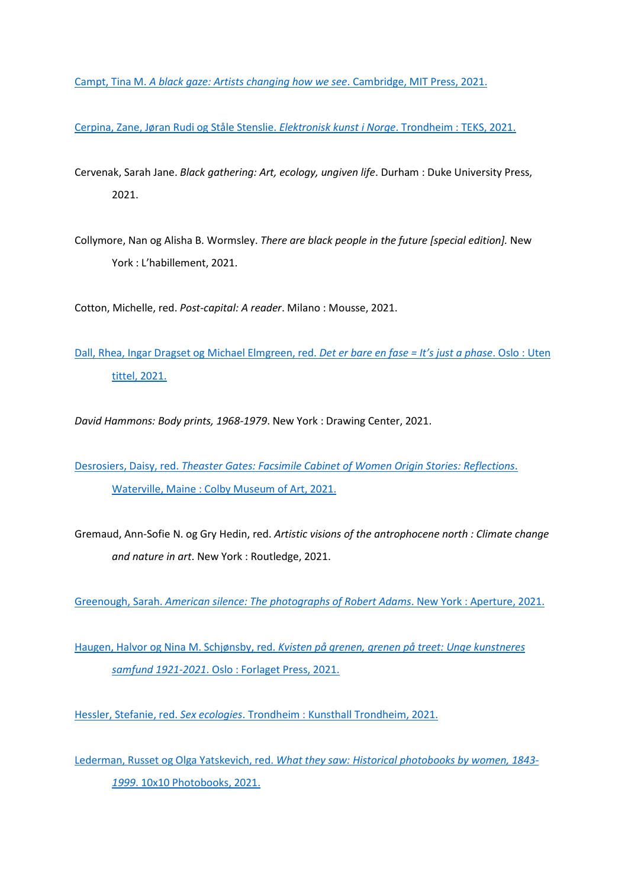Campt, Tina M. *A black gaze: Artists changing how we see*. Cambridge, MIT Press, 2021.

Cerpina, Zane, Jøran Rudi og Ståle Stenslie. *Elektronisk kunst i Norge*. Trondheim : TEKS, 2021.

Cervenak, Sarah Jane. *Black gathering: Art, ecology, ungiven life*. Durham : Duke University Press, 2021.

Collymore, Nan og Alisha B. Wormsley. *There are black people in the future [special edition].* New York : L'habillement, 2021.

Cotton, Michelle, red. *Post-capital: A reader*. Milano : Mousse, 2021.

Dall, Rhea, Ingar Dragset og Michael Elmgreen, red. *Det er bare en fase = It's just a phase*. Oslo : Uten tittel, 2021.

*David Hammons: Body prints, 1968-1979*. New York : Drawing Center, 2021.

Desrosiers, Daisy, red. *Theaster Gates: Facsimile Cabinet of Women Origin Stories: Reflections*. Waterville, Maine : Colby Museum of Art, 2021.

Gremaud, Ann-Sofie N. og Gry Hedin, red. *Artistic visions of the antrophocene north : Climate change and nature in art*. New York : Routledge, 2021.

Greenough, Sarah. *American silence: The photographs of Robert Adams*. New York : Aperture, 2021.

Haugen, Halvor og Nina M. Schjønsby, red. *Kvisten på grenen, grenen på treet: Unge kunstneres samfund 1921-2021*. Oslo : Forlaget Press, 2021.

Hessler, Stefanie, red. *Sex ecologies*. Trondheim : Kunsthall Trondheim, 2021.

Lederman, Russet og Olga Yatskevich, red. *What they saw: Historical photobooks by women, 1843-1999*. 10x10 Photobooks, 2021.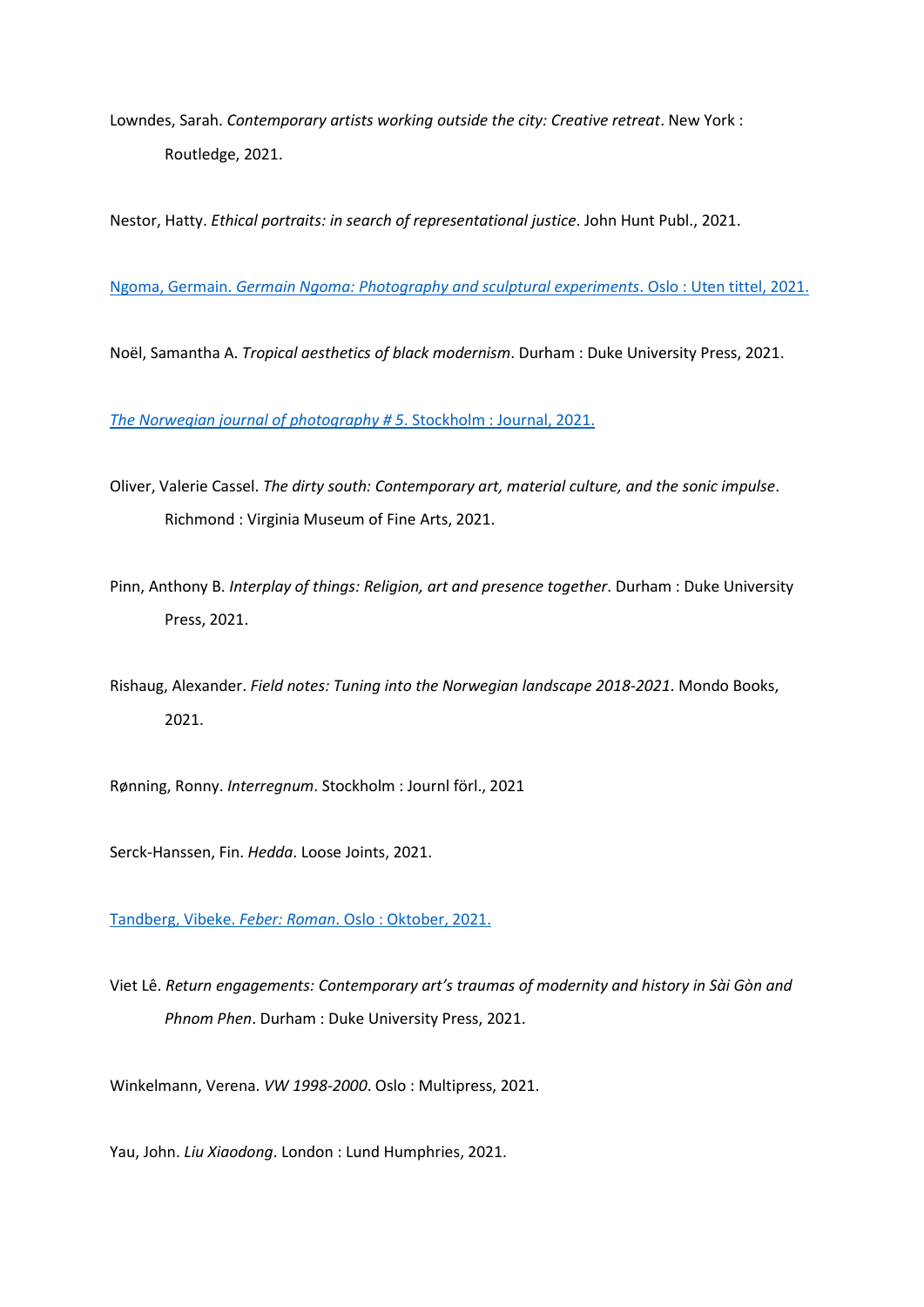Lowndes, Sarah. *Contemporary artists working outside the city: Creative retreat*. New York : Routledge, 2021.

Nestor, Hatty. *Ethical portraits: in search of representational justice*. John Hunt Publ., 2021.

Ngoma, Germain. *Germain Ngoma: Photography and sculptural experiments*. Oslo : Uten tittel, 2021.

Noël, Samantha A. *Tropical aesthetics of black modernism*. Durham : Duke University Press, 2021.

*The Norwegian journal of photography # 5*. Stockholm : Journal, 2021.

Oliver, Valerie Cassel. *The dirty south: Contemporary art, material culture, and the sonic impulse*. Richmond : Virginia Museum of Fine Arts, 2021.

Pinn, Anthony B. *Interplay of things: Religion, art and presence together*. Durham : Duke University Press, 2021.

Rishaug, Alexander. *Field notes: Tuning into the Norwegian landscape 2018-2021*. Mondo Books, 2021.

Rønning, Ronny. *Interregnum*. Stockholm : Journl förl., 2021

Serck-Hanssen, Fin. *Hedda*. Loose Joints, 2021.

Tandberg, Vibeke. *Feber: Roman*. Oslo : Oktober, 2021.

Viet Lê. *Return engagements: Contemporary art's traumas of modernity and history in Sài Gòn and Phnom Phen*. Durham : Duke University Press, 2021.

Winkelmann, Verena. *VW 1998-2000*. Oslo : Multipress, 2021.

Yau, John. *Liu Xiaodong*. London : Lund Humphries, 2021.